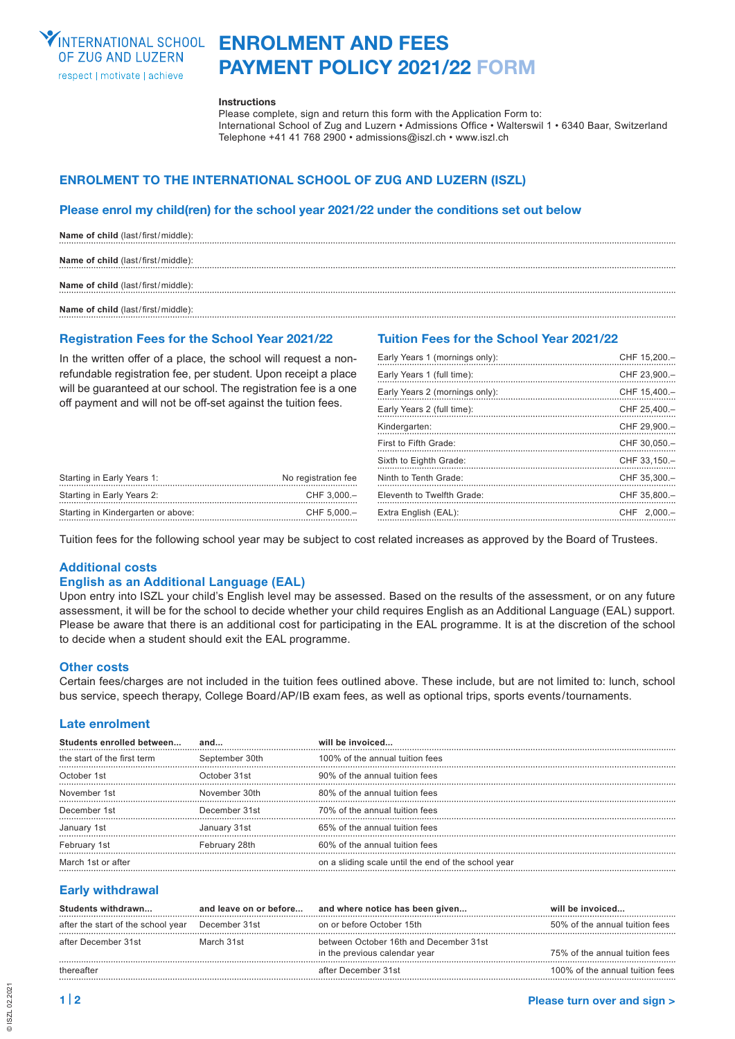INTERNATIONAL SCHOOL OF ZUG AND LUZERN
respect | motivate | achieve

# ENROLMENT AND FEES PAYMENT POLICY 2021/22 FORM

**Instructions**
Please complete, sign and return this form with the Application Form to:
International School of Zug and Luzern • Admissions Office • Walterswil 1 • 6340 Baar, Switzerland
Telephone +41 41 768 2900 • admissions@iszl.ch • www.iszl.ch

## ENROLMENT TO THE INTERNATIONAL SCHOOL OF ZUG AND LUZERN (ISZL)

### Please enrol my child(ren) for the school year 2021/22 under the conditions set out below

**Name of child** (last/first/middle): ..................................................

**Name of child** (last/first/middle): ..................................................

**Name of child** (last/first/middle): ..................................................

**Name of child** (last/first/middle): ..................................................

### Registration Fees for the School Year 2021/22

In the written offer of a place, the school will request a non-refundable registration fee, per student. Upon receipt a place will be guaranteed at our school. The registration fee is a one off payment and will not be off-set against the tuition fees.

| | |
|---|---|
| Starting in Early Years 1: | No registration fee |
| Starting in Early Years 2: | CHF 3,000.– |
| Starting in Kindergarten or above: | CHF 5,000.– |

### Tuition Fees for the School Year 2021/22

| | |
|---|---|
| Early Years 1 (mornings only): | CHF 15,200.– |
| Early Years 1 (full time): | CHF 23,900.– |
| Early Years 2 (mornings only): | CHF 15,400.– |
| Early Years 2 (full time): | CHF 25,400.– |
| Kindergarten: | CHF 29,900.– |
| First to Fifth Grade: | CHF 30,050.– |
| Sixth to Eighth Grade: | CHF 33,150.– |
| Ninth to Tenth Grade: | CHF 35,300.– |
| Eleventh to Twelfth Grade: | CHF 35,800.– |
| Extra English (EAL): | CHF 2,000.– |

Tuition fees for the following school year may be subject to cost related increases as approved by the Board of Trustees.

### Additional costs

### English as an Additional Language (EAL)

Upon entry into ISZL your child's English level may be assessed. Based on the results of the assessment, or on any future assessment, it will be for the school to decide whether your child requires English as an Additional Language (EAL) support. Please be aware that there is an additional cost for participating in the EAL programme. It is at the discretion of the school to decide when a student should exit the EAL programme.

### Other costs

Certain fees/charges are not included in the tuition fees outlined above. These include, but are not limited to: lunch, school bus service, speech therapy, College Board/AP/IB exam fees, as well as optional trips, sports events/tournaments.

### Late enrolment

| Students enrolled between... | and... | will be invoiced... |
|---|---|---|
| the start of the first term | September 30th | 100% of the annual tuition fees |
| October 1st | October 31st | 90% of the annual tuition fees |
| November 1st | November 30th | 80% of the annual tuition fees |
| December 1st | December 31st | 70% of the annual tuition fees |
| January 1st | January 31st | 65% of the annual tuition fees |
| February 1st | February 28th | 60% of the annual tuition fees |
| March 1st or after | | on a sliding scale until the end of the school year |

### Early withdrawal

| Students withdrawn... | and leave on or before... | and where notice has been given... | will be invoiced... |
|---|---|---|---|
| after the start of the school year | December 31st | on or before October 15th | 50% of the annual tuition fees |
| after December 31st | March 31st | between October 16th and December 31st in the previous calendar year | 75% of the annual tuition fees |
| thereafter | | after December 31st | 100% of the annual tuition fees |

Please turn over and sign >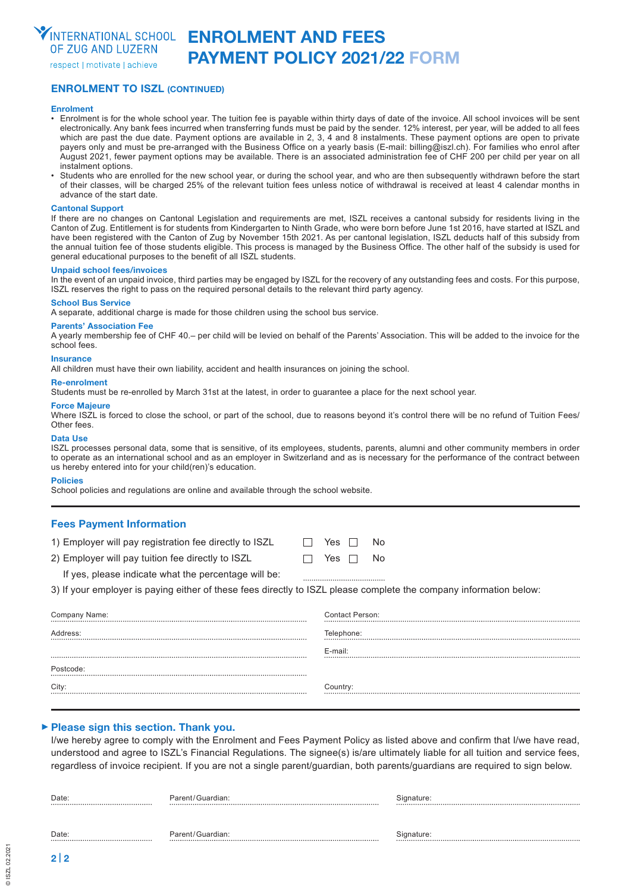INTERNATIONAL SCHOOL OF ZUG AND LUZERN
respect | motivate | achieve

# ENROLMENT AND FEES PAYMENT POLICY 2021/22 FORM

## ENROLMENT TO ISZL (CONTINUED)

### Enrolment

- Enrolment is for the whole school year. The tuition fee is payable within thirty days of date of the invoice. All school invoices will be sent electronically. Any bank fees incurred when transferring funds must be paid by the sender. 12% interest, per year, will be added to all fees which are past the due date. Payment options are available in 2, 3, 4 and 8 instalments. These payment options are open to private payers only and must be pre-arranged with the Business Office on a yearly basis (E-mail: billing@iszl.ch). For families who enrol after August 2021, fewer payment options may be available. There is an associated administration fee of CHF 200 per child per year on all instalment options.
- Students who are enrolled for the new school year, or during the school year, and who are then subsequently withdrawn before the start of their classes, will be charged 25% of the relevant tuition fees unless notice of withdrawal is received at least 4 calendar months in advance of the start date.

### Cantonal Support

If there are no changes on Cantonal Legislation and requirements are met, ISZL receives a cantonal subsidy for residents living in the Canton of Zug. Entitlement is for students from Kindergarten to Ninth Grade, who were born before June 1st 2016, have started at ISZL and have been registered with the Canton of Zug by November 15th 2021. As per cantonal legislation, ISZL deducts half of this subsidy from the annual tuition fee of those students eligible. This process is managed by the Business Office. The other half of the subsidy is used for general educational purposes to the benefit of all ISZL students.

### Unpaid school fees/invoices

In the event of an unpaid invoice, third parties may be engaged by ISZL for the recovery of any outstanding fees and costs. For this purpose, ISZL reserves the right to pass on the required personal details to the relevant third party agency.

### School Bus Service

A separate, additional charge is made for those children using the school bus service.

### Parents' Association Fee

A yearly membership fee of CHF 40.– per child will be levied on behalf of the Parents' Association. This will be added to the invoice for the school fees.

### Insurance

All children must have their own liability, accident and health insurances on joining the school.

### Re-enrolment

Students must be re-enrolled by March 31st at the latest, in order to guarantee a place for the next school year.

### Force Majeure

Where ISZL is forced to close the school, or part of the school, due to reasons beyond it's control there will be no refund of Tuition Fees/ Other fees.

### Data Use

ISZL processes personal data, some that is sensitive, of its employees, students, parents, alumni and other community members in order to operate as an international school and as an employer in Switzerland and as is necessary for the performance of the contract between us hereby entered into for your child(ren)'s education.

### Policies

School policies and regulations are online and available through the school website.

## Fees Payment Information

1) Employer will pay registration fee directly to ISZL ☐ Yes ☐ No

2) Employer will pay tuition fee directly to ISZL ☐ Yes ☐ No

If yes, please indicate what the percentage will be: ..........................

3) If your employer is paying either of these fees directly to ISZL please complete the company information below:

Company Name: ..................................................  Contact Person: ..................................................

Address: ..................................................  Telephone: ..................................................

..................................................  E-mail: ..................................................

Postcode: ..................................................

City: ..................................................  Country: ..................................................

## ▸ Please sign this section. Thank you.

I/we hereby agree to comply with the Enrolment and Fees Payment Policy as listed above and confirm that I/we have read, understood and agree to ISZL's Financial Regulations. The signee(s) is/are ultimately liable for all tuition and service fees, regardless of invoice recipient. If you are not a single parent/guardian, both parents/guardians are required to sign below.

Date: .................... Parent/Guardian: .................................... Signature: ....................................

Date: .................... Parent/Guardian: .................................... Signature: ....................................

© ISZL 02.2021